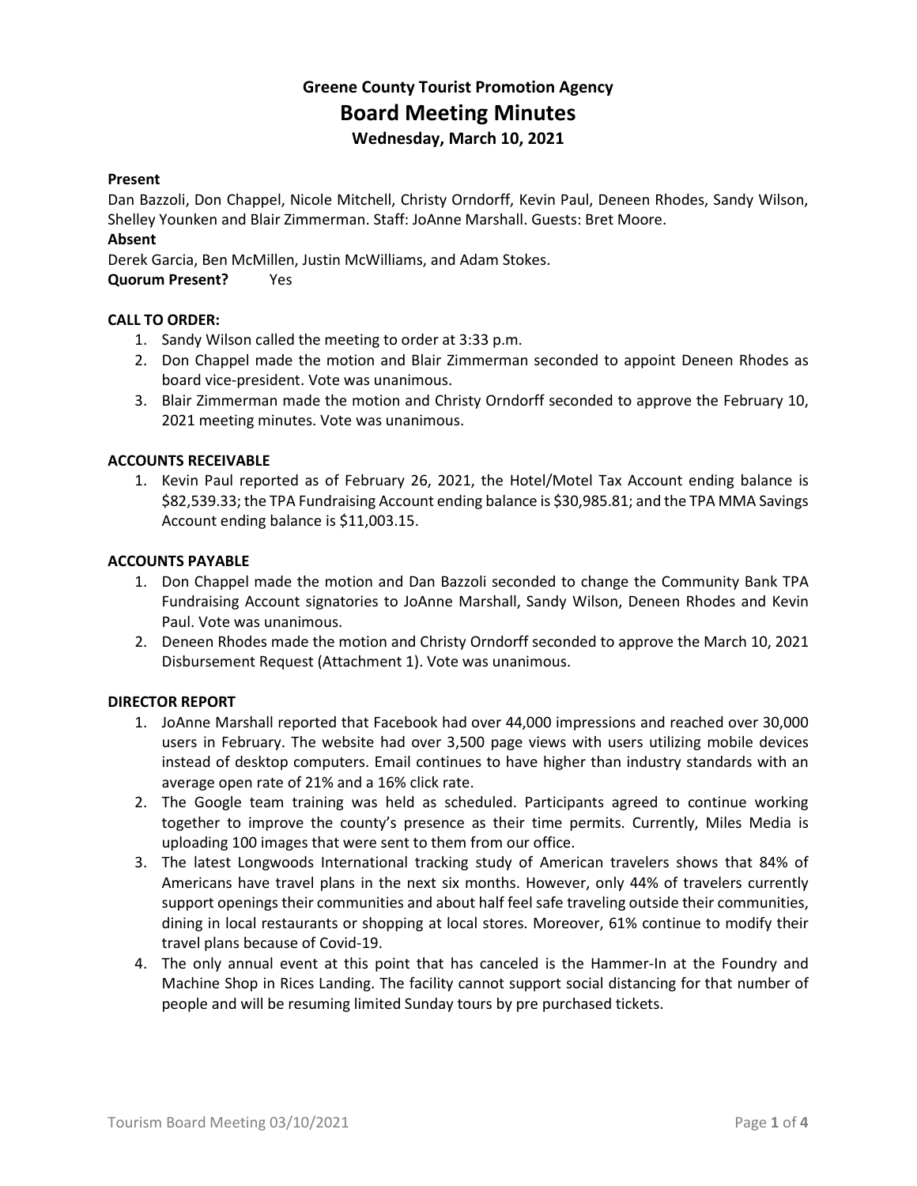# Greene County Tourist Promotion Agency

## Board Meeting Minutes

### Wednesday, March 10, 2021

**Present**

Dan Bazzoli, Don Chappel, Nicole Mitchell, Christy Orndorff, Kevin Paul, Deneen Rhodes, Sandy Wilson, Shelley Younken and Blair Zimmerman. Staff: JoAnne Marshall. Guests: Bret Moore.

**Absent**

Derek Garcia, Ben McMillen, Justin McWilliams, and Adam Stokes.

**Quorum Present?** Yes

**CALL TO ORDER:**

1. Sandy Wilson called the meeting to order at 3:33 p.m.
2. Don Chappel made the motion and Blair Zimmerman seconded to appoint Deneen Rhodes as board vice-president. Vote was unanimous.
3. Blair Zimmerman made the motion and Christy Orndorff seconded to approve the February 10, 2021 meeting minutes. Vote was unanimous.

**ACCOUNTS RECEIVABLE**

1. Kevin Paul reported as of February 26, 2021, the Hotel/Motel Tax Account ending balance is $82,539.33; the TPA Fundraising Account ending balance is $30,985.81; and the TPA MMA Savings Account ending balance is $11,003.15.

**ACCOUNTS PAYABLE**

1. Don Chappel made the motion and Dan Bazzoli seconded to change the Community Bank TPA Fundraising Account signatories to JoAnne Marshall, Sandy Wilson, Deneen Rhodes and Kevin Paul. Vote was unanimous.
2. Deneen Rhodes made the motion and Christy Orndorff seconded to approve the March 10, 2021 Disbursement Request (Attachment 1). Vote was unanimous.

**DIRECTOR REPORT**

1. JoAnne Marshall reported that Facebook had over 44,000 impressions and reached over 30,000 users in February. The website had over 3,500 page views with users utilizing mobile devices instead of desktop computers. Email continues to have higher than industry standards with an average open rate of 21% and a 16% click rate.
2. The Google team training was held as scheduled. Participants agreed to continue working together to improve the county's presence as their time permits. Currently, Miles Media is uploading 100 images that were sent to them from our office.
3. The latest Longwoods International tracking study of American travelers shows that 84% of Americans have travel plans in the next six months. However, only 44% of travelers currently support openings their communities and about half feel safe traveling outside their communities, dining in local restaurants or shopping at local stores. Moreover, 61% continue to modify their travel plans because of Covid-19.
4. The only annual event at this point that has canceled is the Hammer-In at the Foundry and Machine Shop in Rices Landing. The facility cannot support social distancing for that number of people and will be resuming limited Sunday tours by pre purchased tickets.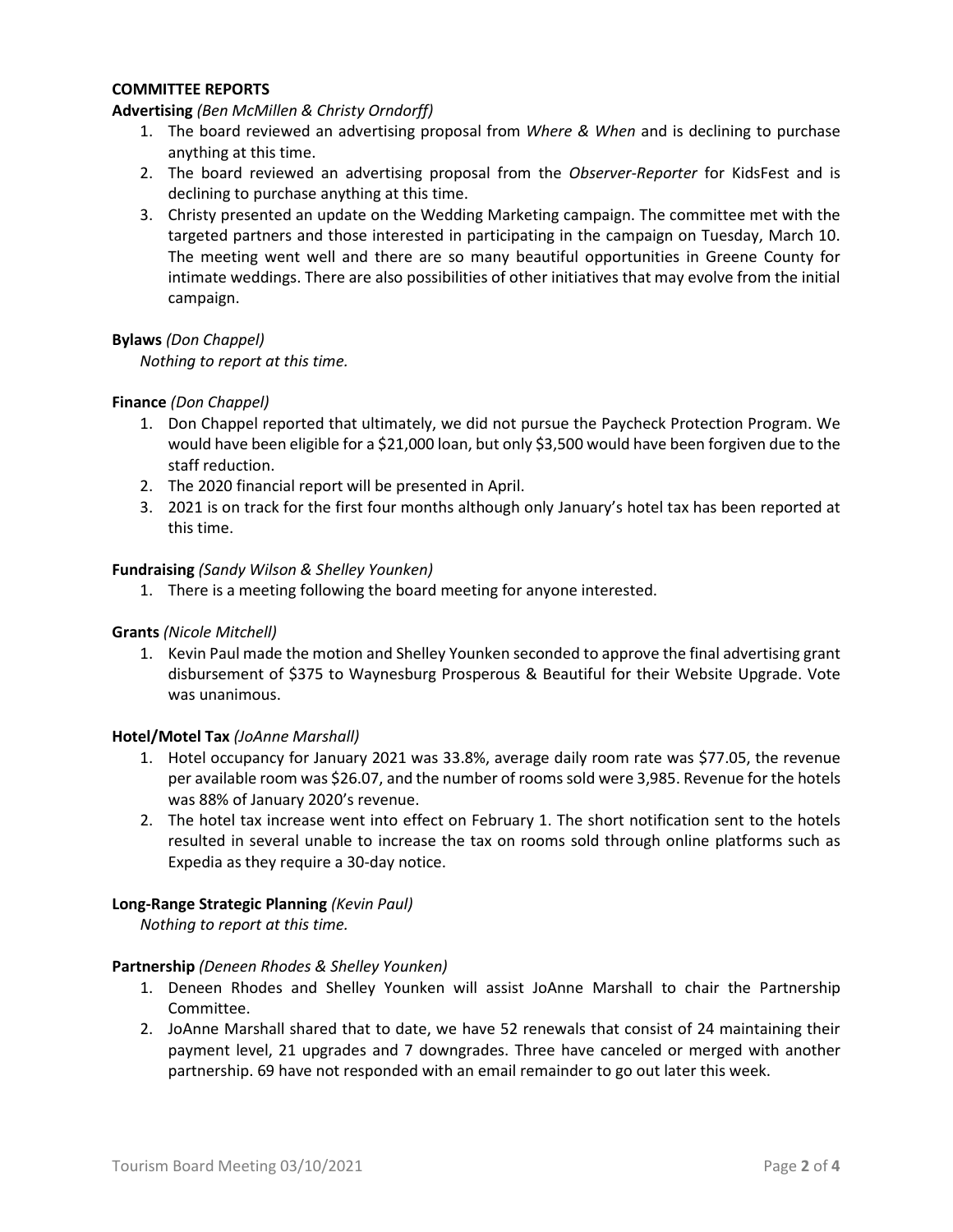## COMMITTEE REPORTS

**Advertising** *(Ben McMillen & Christy Orndorff)*

1. The board reviewed an advertising proposal from *Where & When* and is declining to purchase anything at this time.
2. The board reviewed an advertising proposal from the *Observer-Reporter* for KidsFest and is declining to purchase anything at this time.
3. Christy presented an update on the Wedding Marketing campaign. The committee met with the targeted partners and those interested in participating in the campaign on Tuesday, March 10. The meeting went well and there are so many beautiful opportunities in Greene County for intimate weddings. There are also possibilities of other initiatives that may evolve from the initial campaign.

**Bylaws** *(Don Chappel)*

*Nothing to report at this time.*

**Finance** *(Don Chappel)*

1. Don Chappel reported that ultimately, we did not pursue the Paycheck Protection Program. We would have been eligible for a $21,000 loan, but only $3,500 would have been forgiven due to the staff reduction.
2. The 2020 financial report will be presented in April.
3. 2021 is on track for the first four months although only January's hotel tax has been reported at this time.

**Fundraising** *(Sandy Wilson & Shelley Younken)*

1. There is a meeting following the board meeting for anyone interested.

**Grants** *(Nicole Mitchell)*

1. Kevin Paul made the motion and Shelley Younken seconded to approve the final advertising grant disbursement of $375 to Waynesburg Prosperous & Beautiful for their Website Upgrade. Vote was unanimous.

**Hotel/Motel Tax** *(JoAnne Marshall)*

1. Hotel occupancy for January 2021 was 33.8%, average daily room rate was $77.05, the revenue per available room was $26.07, and the number of rooms sold were 3,985. Revenue for the hotels was 88% of January 2020's revenue.
2. The hotel tax increase went into effect on February 1. The short notification sent to the hotels resulted in several unable to increase the tax on rooms sold through online platforms such as Expedia as they require a 30-day notice.

**Long-Range Strategic Planning** *(Kevin Paul)*

*Nothing to report at this time.*

**Partnership** *(Deneen Rhodes & Shelley Younken)*

1. Deneen Rhodes and Shelley Younken will assist JoAnne Marshall to chair the Partnership Committee.
2. JoAnne Marshall shared that to date, we have 52 renewals that consist of 24 maintaining their payment level, 21 upgrades and 7 downgrades. Three have canceled or merged with another partnership. 69 have not responded with an email remainder to go out later this week.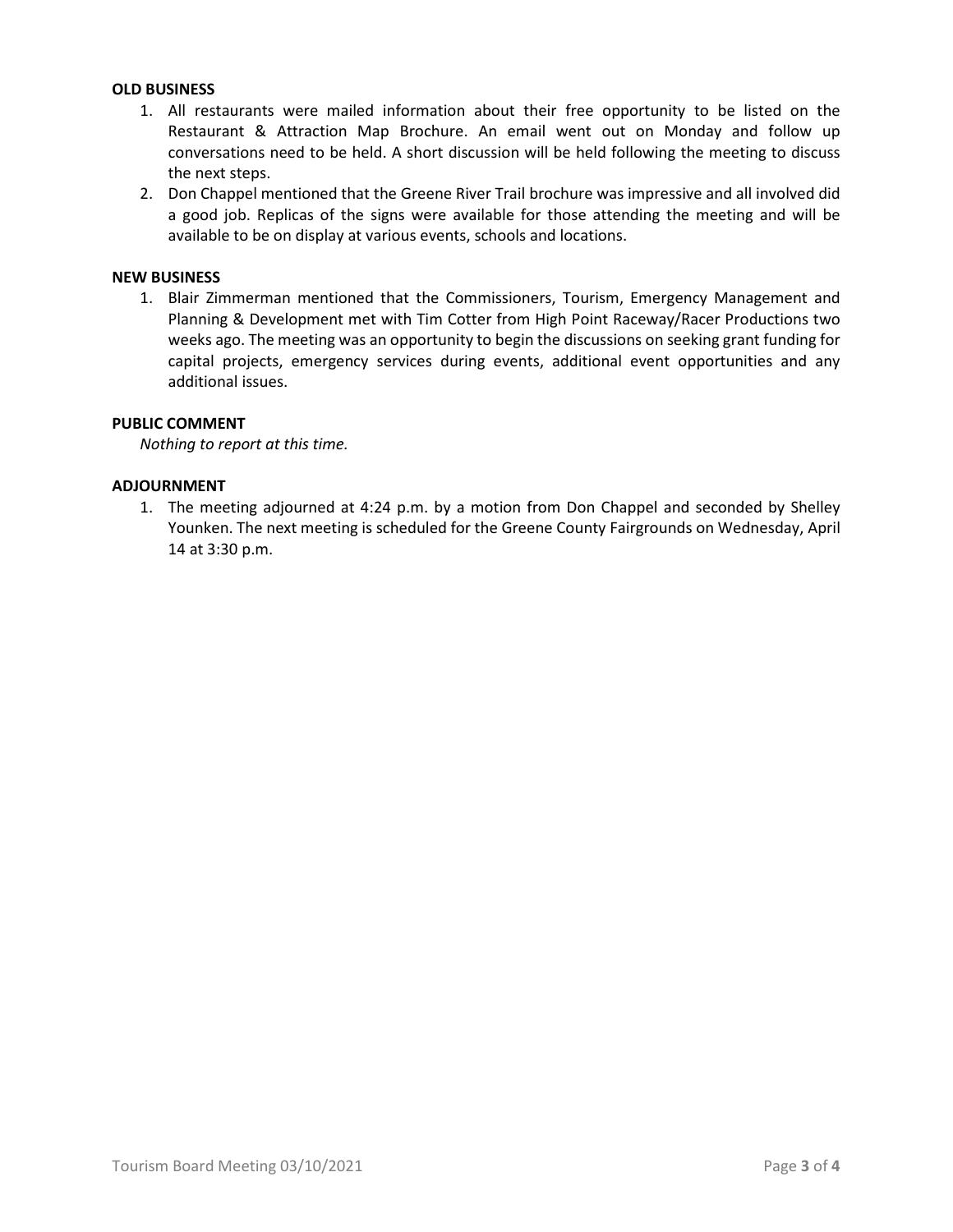**OLD BUSINESS**

1. All restaurants were mailed information about their free opportunity to be listed on the Restaurant & Attraction Map Brochure. An email went out on Monday and follow up conversations need to be held. A short discussion will be held following the meeting to discuss the next steps.
2. Don Chappel mentioned that the Greene River Trail brochure was impressive and all involved did a good job. Replicas of the signs were available for those attending the meeting and will be available to be on display at various events, schools and locations.

**NEW BUSINESS**

1. Blair Zimmerman mentioned that the Commissioners, Tourism, Emergency Management and Planning & Development met with Tim Cotter from High Point Raceway/Racer Productions two weeks ago. The meeting was an opportunity to begin the discussions on seeking grant funding for capital projects, emergency services during events, additional event opportunities and any additional issues.

**PUBLIC COMMENT**

*Nothing to report at this time.*

**ADJOURNMENT**

1. The meeting adjourned at 4:24 p.m. by a motion from Don Chappel and seconded by Shelley Younken. The next meeting is scheduled for the Greene County Fairgrounds on Wednesday, April 14 at 3:30 p.m.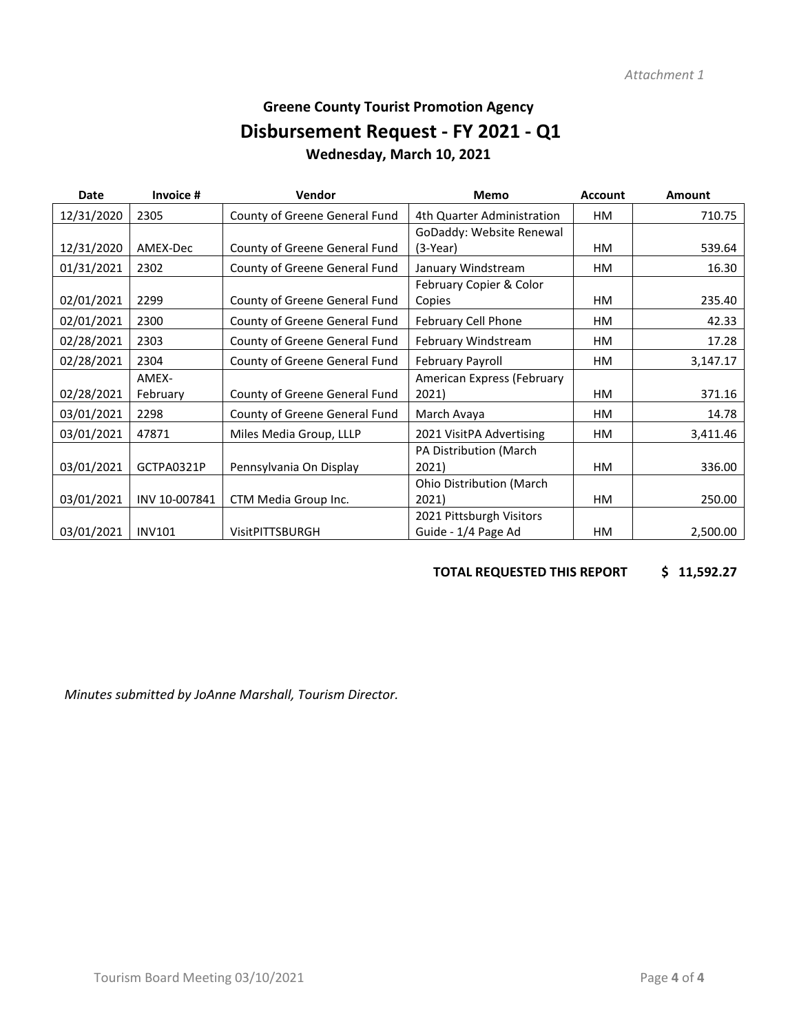*Attachment 1*

## Greene County Tourist Promotion Agency

# Disbursement Request - FY 2021 - Q1

### Wednesday, March 10, 2021

| Date | Invoice # | Vendor | Memo | Account | Amount |
|---|---|---|---|---|---|
| 12/31/2020 | 2305 | County of Greene General Fund | 4th Quarter Administration | HM | 710.75 |
| 12/31/2020 | AMEX-Dec | County of Greene General Fund | GoDaddy: Website Renewal (3-Year) | HM | 539.64 |
| 01/31/2021 | 2302 | County of Greene General Fund | January Windstream | HM | 16.30 |
| 02/01/2021 | 2299 | County of Greene General Fund | February Copier & Color Copies | HM | 235.40 |
| 02/01/2021 | 2300 | County of Greene General Fund | February Cell Phone | HM | 42.33 |
| 02/28/2021 | 2303 | County of Greene General Fund | February Windstream | HM | 17.28 |
| 02/28/2021 | 2304 | County of Greene General Fund | February Payroll | HM | 3,147.17 |
| 02/28/2021 | AMEX-February | County of Greene General Fund | American Express (February 2021) | HM | 371.16 |
| 03/01/2021 | 2298 | County of Greene General Fund | March Avaya | HM | 14.78 |
| 03/01/2021 | 47871 | Miles Media Group, LLLP | 2021 VisitPA Advertising | HM | 3,411.46 |
| 03/01/2021 | GCTPA0321P | Pennsylvania On Display | PA Distribution (March 2021) | HM | 336.00 |
| 03/01/2021 | INV 10-007841 | CTM Media Group Inc. | Ohio Distribution (March 2021) | HM | 250.00 |
| 03/01/2021 | INV101 | VisitPITTSBURGH | 2021 Pittsburgh Visitors Guide - 1/4 Page Ad | HM | 2,500.00 |

**TOTAL REQUESTED THIS REPORT $ 11,592.27**

*Minutes submitted by JoAnne Marshall, Tourism Director.*